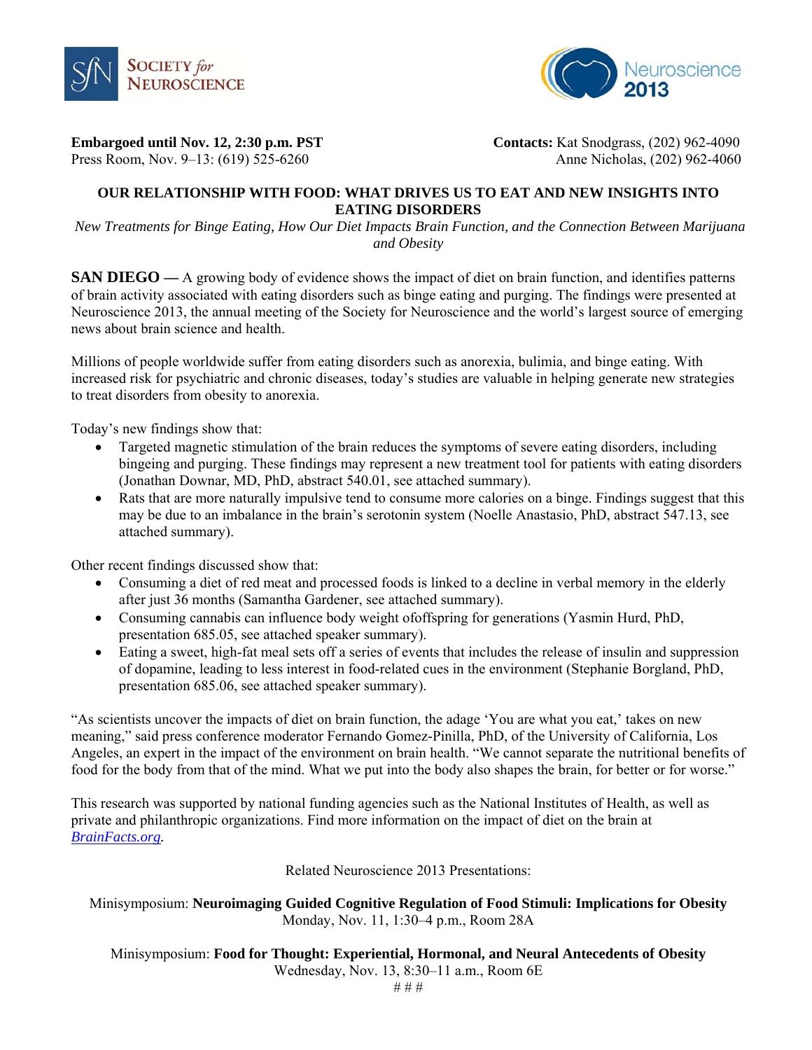**Embargoed until Nov. 12, 2:30 p.m. PST**
Press Room, Nov. 9–13: (619) 525-6260

**Contacts:** Kat Snodgrass, (202) 962-4090
Anne Nicholas, (202) 962-4060

## OUR RELATIONSHIP WITH FOOD: WHAT DRIVES US TO EAT AND NEW INSIGHTS INTO EATING DISORDERS

*New Treatments for Binge Eating, How Our Diet Impacts Brain Function, and the Connection Between Marijuana and Obesity*

**SAN DIEGO —** A growing body of evidence shows the impact of diet on brain function, and identifies patterns of brain activity associated with eating disorders such as binge eating and purging. The findings were presented at Neuroscience 2013, the annual meeting of the Society for Neuroscience and the world's largest source of emerging news about brain science and health.

Millions of people worldwide suffer from eating disorders such as anorexia, bulimia, and binge eating. With increased risk for psychiatric and chronic diseases, today's studies are valuable in helping generate new strategies to treat disorders from obesity to anorexia.

Today's new findings show that:

- Targeted magnetic stimulation of the brain reduces the symptoms of severe eating disorders, including bingeing and purging. These findings may represent a new treatment tool for patients with eating disorders (Jonathan Downar, MD, PhD, abstract 540.01, see attached summary).
- Rats that are more naturally impulsive tend to consume more calories on a binge. Findings suggest that this may be due to an imbalance in the brain's serotonin system (Noelle Anastasio, PhD, abstract 547.13, see attached summary).

Other recent findings discussed show that:

- Consuming a diet of red meat and processed foods is linked to a decline in verbal memory in the elderly after just 36 months (Samantha Gardener, see attached summary).
- Consuming cannabis can influence body weight ofoffspring for generations (Yasmin Hurd, PhD, presentation 685.05, see attached speaker summary).
- Eating a sweet, high-fat meal sets off a series of events that includes the release of insulin and suppression of dopamine, leading to less interest in food-related cues in the environment (Stephanie Borgland, PhD, presentation 685.06, see attached speaker summary).

"As scientists uncover the impacts of diet on brain function, the adage 'You are what you eat,' takes on new meaning," said press conference moderator Fernando Gomez-Pinilla, PhD, of the University of California, Los Angeles, an expert in the impact of the environment on brain health. "We cannot separate the nutritional benefits of food for the body from that of the mind. What we put into the body also shapes the brain, for better or for worse."

This research was supported by national funding agencies such as the National Institutes of Health, as well as private and philanthropic organizations. Find more information on the impact of diet on the brain at *BrainFacts.org*.

Related Neuroscience 2013 Presentations:

Minisymposium: **Neuroimaging Guided Cognitive Regulation of Food Stimuli: Implications for Obesity**
Monday, Nov. 11, 1:30–4 p.m., Room 28A

Minisymposium: **Food for Thought: Experiential, Hormonal, and Neural Antecedents of Obesity**
Wednesday, Nov. 13, 8:30–11 a.m., Room 6E

# # #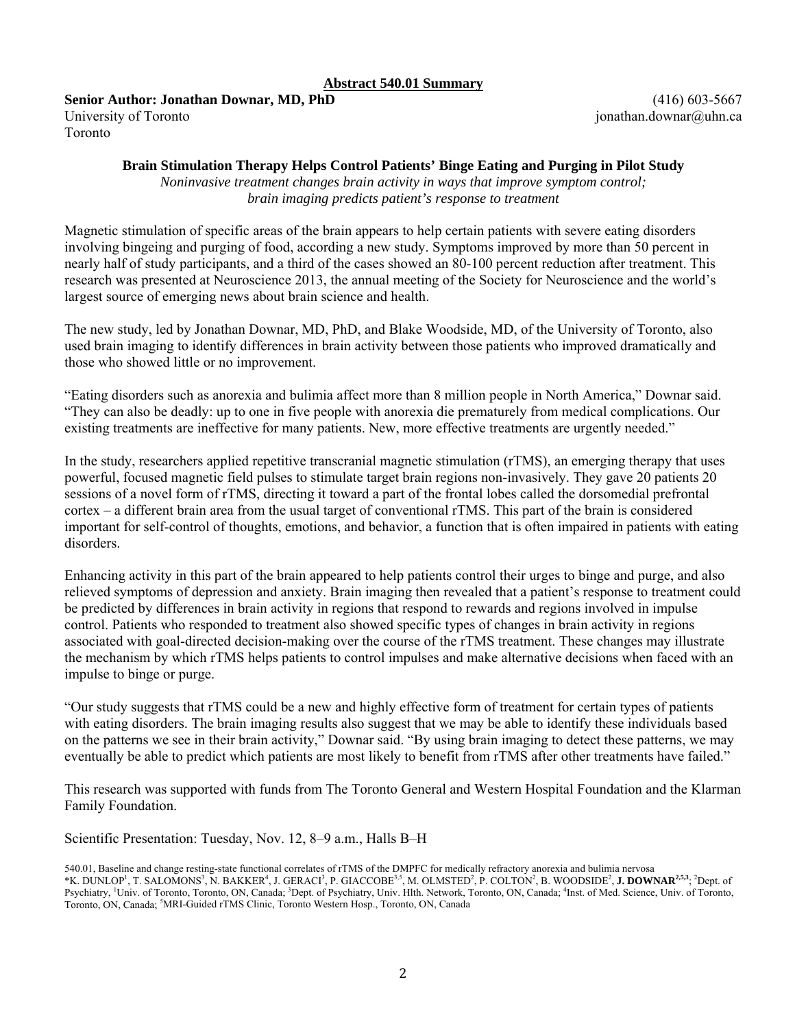**Abstract 540.01 Summary**

**Senior Author: Jonathan Downar, MD, PhD**
University of Toronto
Toronto

(416) 603-5667
jonathan.downar@uhn.ca

**Brain Stimulation Therapy Helps Control Patients' Binge Eating and Purging in Pilot Study**

*Noninvasive treatment changes brain activity in ways that improve symptom control; brain imaging predicts patient's response to treatment*

Magnetic stimulation of specific areas of the brain appears to help certain patients with severe eating disorders involving bingeing and purging of food, according a new study. Symptoms improved by more than 50 percent in nearly half of study participants, and a third of the cases showed an 80-100 percent reduction after treatment. This research was presented at Neuroscience 2013, the annual meeting of the Society for Neuroscience and the world's largest source of emerging news about brain science and health.

The new study, led by Jonathan Downar, MD, PhD, and Blake Woodside, MD, of the University of Toronto, also used brain imaging to identify differences in brain activity between those patients who improved dramatically and those who showed little or no improvement.

"Eating disorders such as anorexia and bulimia affect more than 8 million people in North America," Downar said. "They can also be deadly: up to one in five people with anorexia die prematurely from medical complications. Our existing treatments are ineffective for many patients. New, more effective treatments are urgently needed."

In the study, researchers applied repetitive transcranial magnetic stimulation (rTMS), an emerging therapy that uses powerful, focused magnetic field pulses to stimulate target brain regions non-invasively. They gave 20 patients 20 sessions of a novel form of rTMS, directing it toward a part of the frontal lobes called the dorsomedial prefrontal cortex – a different brain area from the usual target of conventional rTMS. This part of the brain is considered important for self-control of thoughts, emotions, and behavior, a function that is often impaired in patients with eating disorders.

Enhancing activity in this part of the brain appeared to help patients control their urges to binge and purge, and also relieved symptoms of depression and anxiety. Brain imaging then revealed that a patient's response to treatment could be predicted by differences in brain activity in regions that respond to rewards and regions involved in impulse control. Patients who responded to treatment also showed specific types of changes in brain activity in regions associated with goal-directed decision-making over the course of the rTMS treatment. These changes may illustrate the mechanism by which rTMS helps patients to control impulses and make alternative decisions when faced with an impulse to binge or purge.

"Our study suggests that rTMS could be a new and highly effective form of treatment for certain types of patients with eating disorders. The brain imaging results also suggest that we may be able to identify these individuals based on the patterns we see in their brain activity," Downar said. "By using brain imaging to detect these patterns, we may eventually be able to predict which patients are most likely to benefit from rTMS after other treatments have failed."

This research was supported with funds from The Toronto General and Western Hospital Foundation and the Klarman Family Foundation.

Scientific Presentation: Tuesday, Nov. 12, 8–9 a.m., Halls B–H

540.01, Baseline and change resting-state functional correlates of rTMS of the DMPFC for medically refractory anorexia and bulimia nervosa
*K. DUNLOP[1], T. SALOMONS[3], N. BAKKER[4], J. GERACI[3], P. GIACCOBE[3,5], M. OLMSTED[2], P. COLTON[2], B. WOODSIDE[2], **J. DOWNAR[2,5,3]**; [2]Dept. of Psychiatry, [1]Univ. of Toronto, Toronto, ON, Canada; [3]Dept. of Psychiatry, Univ. Hlth. Network, Toronto, ON, Canada; [4]Inst. of Med. Science, Univ. of Toronto, Toronto, ON, Canada; [5]MRI-Guided rTMS Clinic, Toronto Western Hosp., Toronto, ON, Canada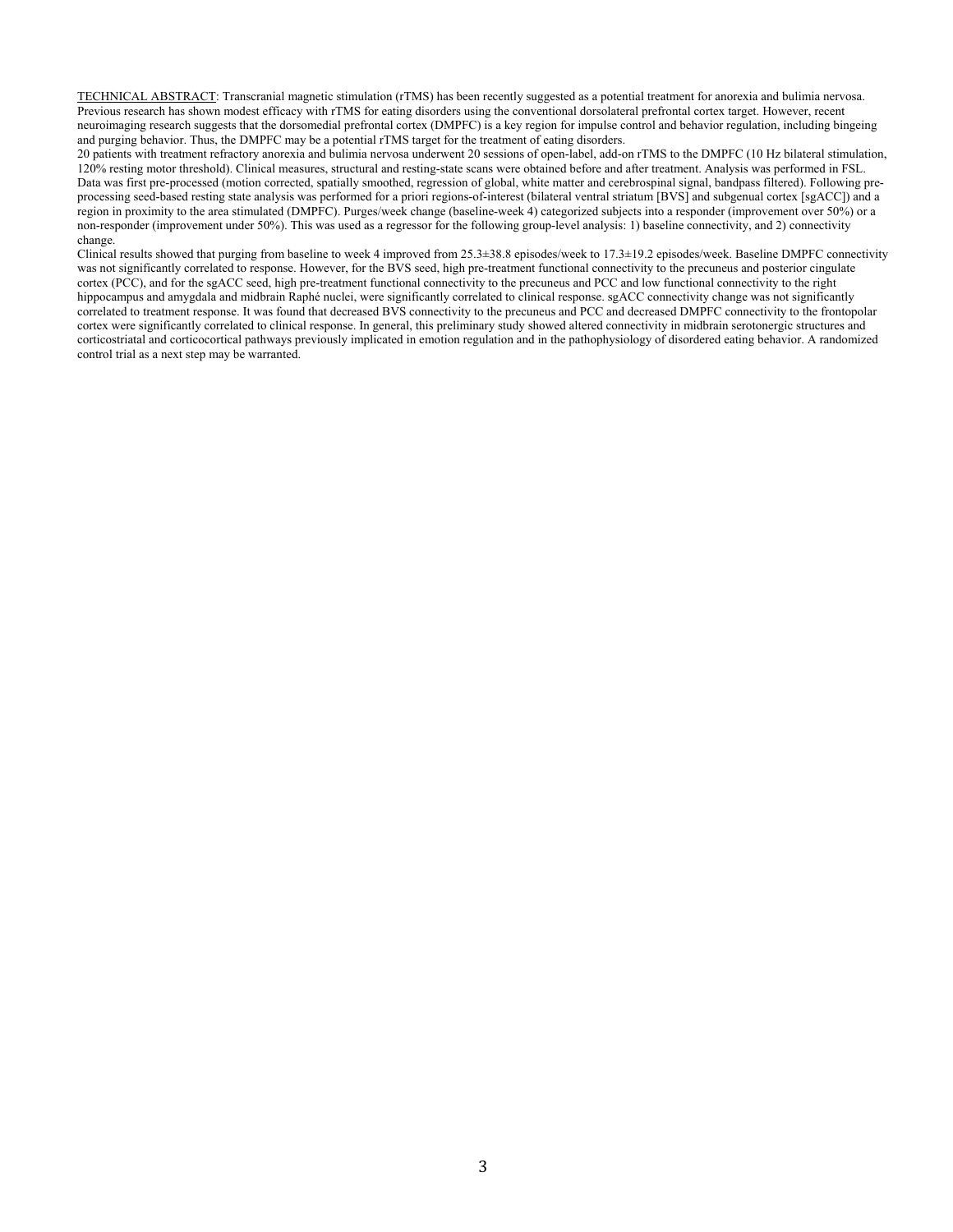<u>TECHNICAL ABSTRACT</u>: Transcranial magnetic stimulation (rTMS) has been recently suggested as a potential treatment for anorexia and bulimia nervosa. Previous research has shown modest efficacy with rTMS for eating disorders using the conventional dorsolateral prefrontal cortex target. However, recent neuroimaging research suggests that the dorsomedial prefrontal cortex (DMPFC) is a key region for impulse control and behavior regulation, including bingeing and purging behavior. Thus, the DMPFC may be a potential rTMS target for the treatment of eating disorders.

20 patients with treatment refractory anorexia and bulimia nervosa underwent 20 sessions of open-label, add-on rTMS to the DMPFC (10 Hz bilateral stimulation, 120% resting motor threshold). Clinical measures, structural and resting-state scans were obtained before and after treatment. Analysis was performed in FSL. Data was first pre-processed (motion corrected, spatially smoothed, regression of global, white matter and cerebrospinal signal, bandpass filtered). Following pre-processing seed-based resting state analysis was performed for a priori regions-of-interest (bilateral ventral striatum [BVS] and subgenual cortex [sgACC]) and a region in proximity to the area stimulated (DMPFC). Purges/week change (baseline-week 4) categorized subjects into a responder (improvement over 50%) or a non-responder (improvement under 50%). This was used as a regressor for the following group-level analysis: 1) baseline connectivity, and 2) connectivity change.

Clinical results showed that purging from baseline to week 4 improved from 25.3±38.8 episodes/week to 17.3±19.2 episodes/week. Baseline DMPFC connectivity was not significantly correlated to response. However, for the BVS seed, high pre-treatment functional connectivity to the precuneus and posterior cingulate cortex (PCC), and for the sgACC seed, high pre-treatment functional connectivity to the precuneus and PCC and low functional connectivity to the right hippocampus and amygdala and midbrain Raphé nuclei, were significantly correlated to clinical response. sgACC connectivity change was not significantly correlated to treatment response. It was found that decreased BVS connectivity to the precuneus and PCC and decreased DMPFC connectivity to the frontopolar cortex were significantly correlated to clinical response. In general, this preliminary study showed altered connectivity in midbrain serotonergic structures and corticostriatal and corticocortical pathways previously implicated in emotion regulation and in the pathophysiology of disordered eating behavior. A randomized control trial as a next step may be warranted.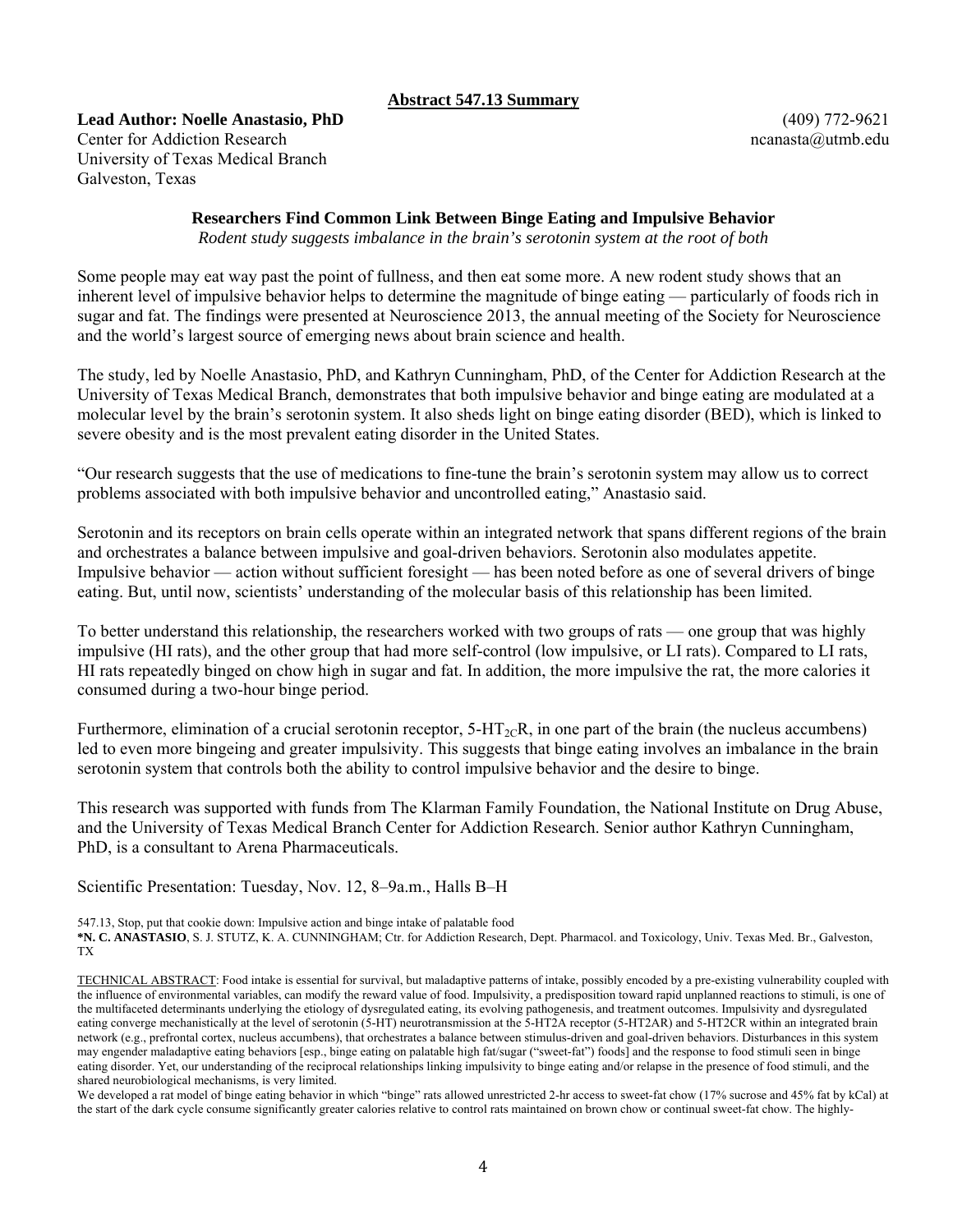**Abstract 547.13 Summary**

**Lead Author: Noelle Anastasio, PhD**
Center for Addiction Research
University of Texas Medical Branch
Galveston, Texas

(409) 772-9621
ncanasta@utmb.edu

### Researchers Find Common Link Between Binge Eating and Impulsive Behavior

*Rodent study suggests imbalance in the brain's serotonin system at the root of both*

Some people may eat way past the point of fullness, and then eat some more. A new rodent study shows that an inherent level of impulsive behavior helps to determine the magnitude of binge eating — particularly of foods rich in sugar and fat. The findings were presented at Neuroscience 2013, the annual meeting of the Society for Neuroscience and the world's largest source of emerging news about brain science and health.

The study, led by Noelle Anastasio, PhD, and Kathryn Cunningham, PhD, of the Center for Addiction Research at the University of Texas Medical Branch, demonstrates that both impulsive behavior and binge eating are modulated at a molecular level by the brain's serotonin system. It also sheds light on binge eating disorder (BED), which is linked to severe obesity and is the most prevalent eating disorder in the United States.

"Our research suggests that the use of medications to fine-tune the brain's serotonin system may allow us to correct problems associated with both impulsive behavior and uncontrolled eating," Anastasio said.

Serotonin and its receptors on brain cells operate within an integrated network that spans different regions of the brain and orchestrates a balance between impulsive and goal-driven behaviors. Serotonin also modulates appetite. Impulsive behavior — action without sufficient foresight — has been noted before as one of several drivers of binge eating. But, until now, scientists' understanding of the molecular basis of this relationship has been limited.

To better understand this relationship, the researchers worked with two groups of rats — one group that was highly impulsive (HI rats), and the other group that had more self-control (low impulsive, or LI rats). Compared to LI rats, HI rats repeatedly binged on chow high in sugar and fat. In addition, the more impulsive the rat, the more calories it consumed during a two-hour binge period.

Furthermore, elimination of a crucial serotonin receptor, $5\text{-HT}_{2C}\text{R}$, in one part of the brain (the nucleus accumbens) led to even more bingeing and greater impulsivity. This suggests that binge eating involves an imbalance in the brain serotonin system that controls both the ability to control impulsive behavior and the desire to binge.

This research was supported with funds from The Klarman Family Foundation, the National Institute on Drug Abuse, and the University of Texas Medical Branch Center for Addiction Research. Senior author Kathryn Cunningham, PhD, is a consultant to Arena Pharmaceuticals.

Scientific Presentation: Tuesday, Nov. 12, 8–9a.m., Halls B–H

547.13, Stop, put that cookie down: Impulsive action and binge intake of palatable food
***N. C. ANASTASIO**, S. J. STUTZ, K. A. CUNNINGHAM; Ctr. for Addiction Research, Dept. Pharmacol. and Toxicology, Univ. Texas Med. Br., Galveston, TX

TECHNICAL ABSTRACT: Food intake is essential for survival, but maladaptive patterns of intake, possibly encoded by a pre-existing vulnerability coupled with the influence of environmental variables, can modify the reward value of food. Impulsivity, a predisposition toward rapid unplanned reactions to stimuli, is one of the multifaceted determinants underlying the etiology of dysregulated eating, its evolving pathogenesis, and treatment outcomes. Impulsivity and dysregulated eating converge mechanistically at the level of serotonin (5-HT) neurotransmission at the 5-HT2A receptor (5-HT2AR) and 5-HT2CR within an integrated brain network (e.g., prefrontal cortex, nucleus accumbens), that orchestrates a balance between stimulus-driven and goal-driven behaviors. Disturbances in this system may engender maladaptive eating behaviors [esp., binge eating on palatable high fat/sugar ("sweet-fat") foods] and the response to food stimuli seen in binge eating disorder. Yet, our understanding of the reciprocal relationships linking impulsivity to binge eating and/or relapse in the presence of food stimuli, and the shared neurobiological mechanisms, is very limited.

We developed a rat model of binge eating behavior in which "binge" rats allowed unrestricted 2-hr access to sweet-fat chow (17% sucrose and 45% fat by kCal) at the start of the dark cycle consume significantly greater calories relative to control rats maintained on brown chow or continual sweet-fat chow. The highly-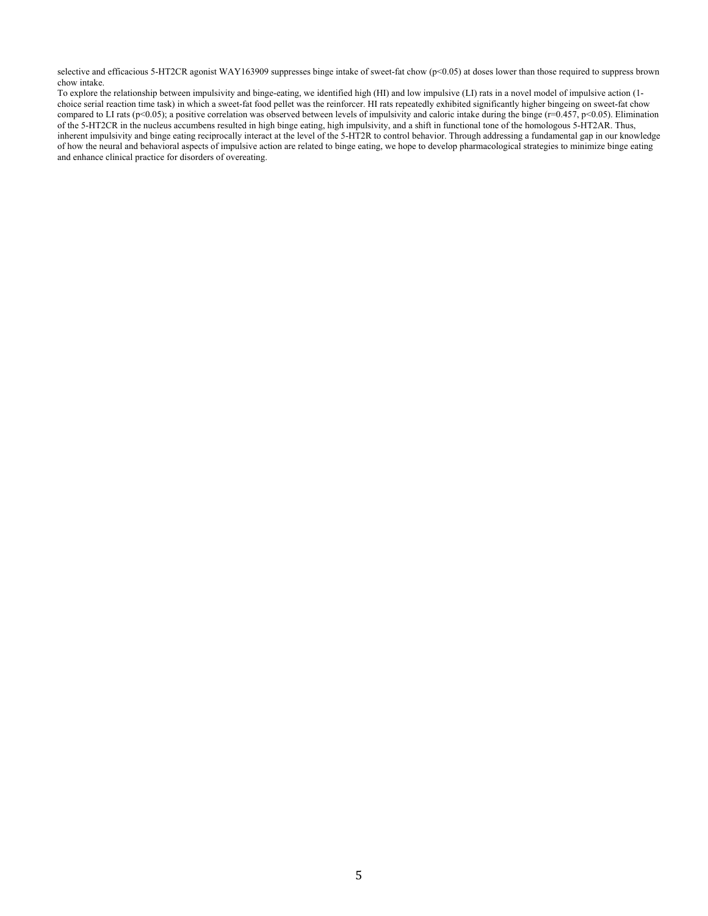selective and efficacious 5-HT2CR agonist WAY163909 suppresses binge intake of sweet-fat chow ($p<0.05$) at doses lower than those required to suppress brown chow intake.

To explore the relationship between impulsivity and binge-eating, we identified high (HI) and low impulsive (LI) rats in a novel model of impulsive action (1-choice serial reaction time task) in which a sweet-fat food pellet was the reinforcer. HI rats repeatedly exhibited significantly higher bingeing on sweet-fat chow compared to LI rats ($p<0.05$); a positive correlation was observed between levels of impulsivity and caloric intake during the binge ($r=0.457$, $p<0.05$). Elimination of the 5-HT2CR in the nucleus accumbens resulted in high binge eating, high impulsivity, and a shift in functional tone of the homologous 5-HT2AR. Thus, inherent impulsivity and binge eating reciprocally interact at the level of the 5-HT2R to control behavior. Through addressing a fundamental gap in our knowledge of how the neural and behavioral aspects of impulsive action are related to binge eating, we hope to develop pharmacological strategies to minimize binge eating and enhance clinical practice for disorders of overeating.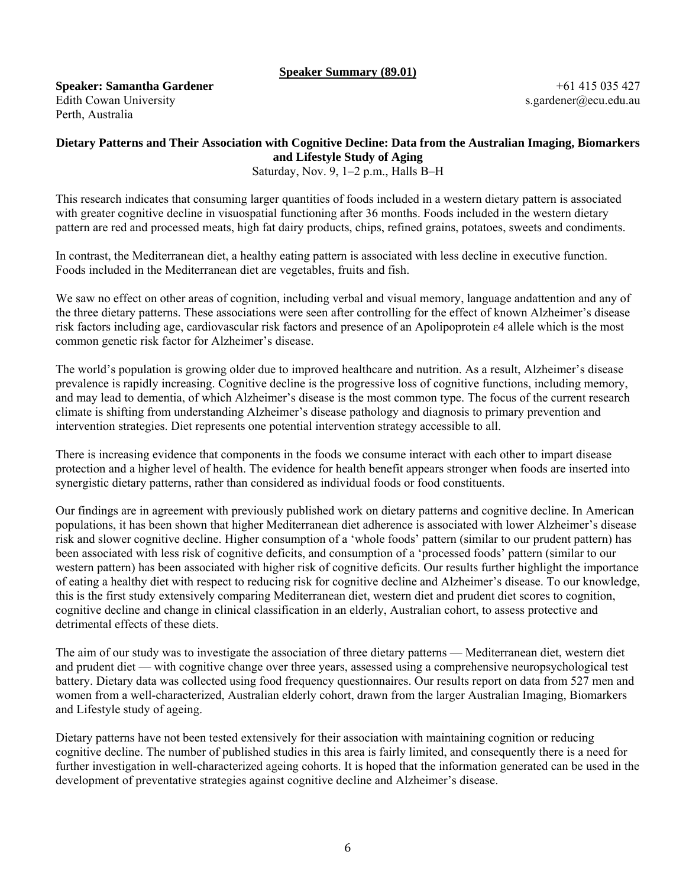**Speaker Summary (89.01)**

**Speaker: Samantha Gardener**
Edith Cowan University
Perth, Australia

+61 415 035 427
s.gardener@ecu.edu.au

**Dietary Patterns and Their Association with Cognitive Decline: Data from the Australian Imaging, Biomarkers and Lifestyle Study of Aging**

Saturday, Nov. 9, 1–2 p.m., Halls B–H

This research indicates that consuming larger quantities of foods included in a western dietary pattern is associated with greater cognitive decline in visuospatial functioning after 36 months. Foods included in the western dietary pattern are red and processed meats, high fat dairy products, chips, refined grains, potatoes, sweets and condiments.

In contrast, the Mediterranean diet, a healthy eating pattern is associated with less decline in executive function. Foods included in the Mediterranean diet are vegetables, fruits and fish.

We saw no effect on other areas of cognition, including verbal and visual memory, language andattention and any of the three dietary patterns. These associations were seen after controlling for the effect of known Alzheimer's disease risk factors including age, cardiovascular risk factors and presence of an Apolipoprotein ε4 allele which is the most common genetic risk factor for Alzheimer's disease.

The world's population is growing older due to improved healthcare and nutrition. As a result, Alzheimer's disease prevalence is rapidly increasing. Cognitive decline is the progressive loss of cognitive functions, including memory, and may lead to dementia, of which Alzheimer's disease is the most common type. The focus of the current research climate is shifting from understanding Alzheimer's disease pathology and diagnosis to primary prevention and intervention strategies. Diet represents one potential intervention strategy accessible to all.

There is increasing evidence that components in the foods we consume interact with each other to impart disease protection and a higher level of health. The evidence for health benefit appears stronger when foods are inserted into synergistic dietary patterns, rather than considered as individual foods or food constituents.

Our findings are in agreement with previously published work on dietary patterns and cognitive decline. In American populations, it has been shown that higher Mediterranean diet adherence is associated with lower Alzheimer's disease risk and slower cognitive decline. Higher consumption of a 'whole foods' pattern (similar to our prudent pattern) has been associated with less risk of cognitive deficits, and consumption of a 'processed foods' pattern (similar to our western pattern) has been associated with higher risk of cognitive deficits. Our results further highlight the importance of eating a healthy diet with respect to reducing risk for cognitive decline and Alzheimer's disease. To our knowledge, this is the first study extensively comparing Mediterranean diet, western diet and prudent diet scores to cognition, cognitive decline and change in clinical classification in an elderly, Australian cohort, to assess protective and detrimental effects of these diets.

The aim of our study was to investigate the association of three dietary patterns — Mediterranean diet, western diet and prudent diet — with cognitive change over three years, assessed using a comprehensive neuropsychological test battery. Dietary data was collected using food frequency questionnaires. Our results report on data from 527 men and women from a well-characterized, Australian elderly cohort, drawn from the larger Australian Imaging, Biomarkers and Lifestyle study of ageing.

Dietary patterns have not been tested extensively for their association with maintaining cognition or reducing cognitive decline. The number of published studies in this area is fairly limited, and consequently there is a need for further investigation in well-characterized ageing cohorts. It is hoped that the information generated can be used in the development of preventative strategies against cognitive decline and Alzheimer's disease.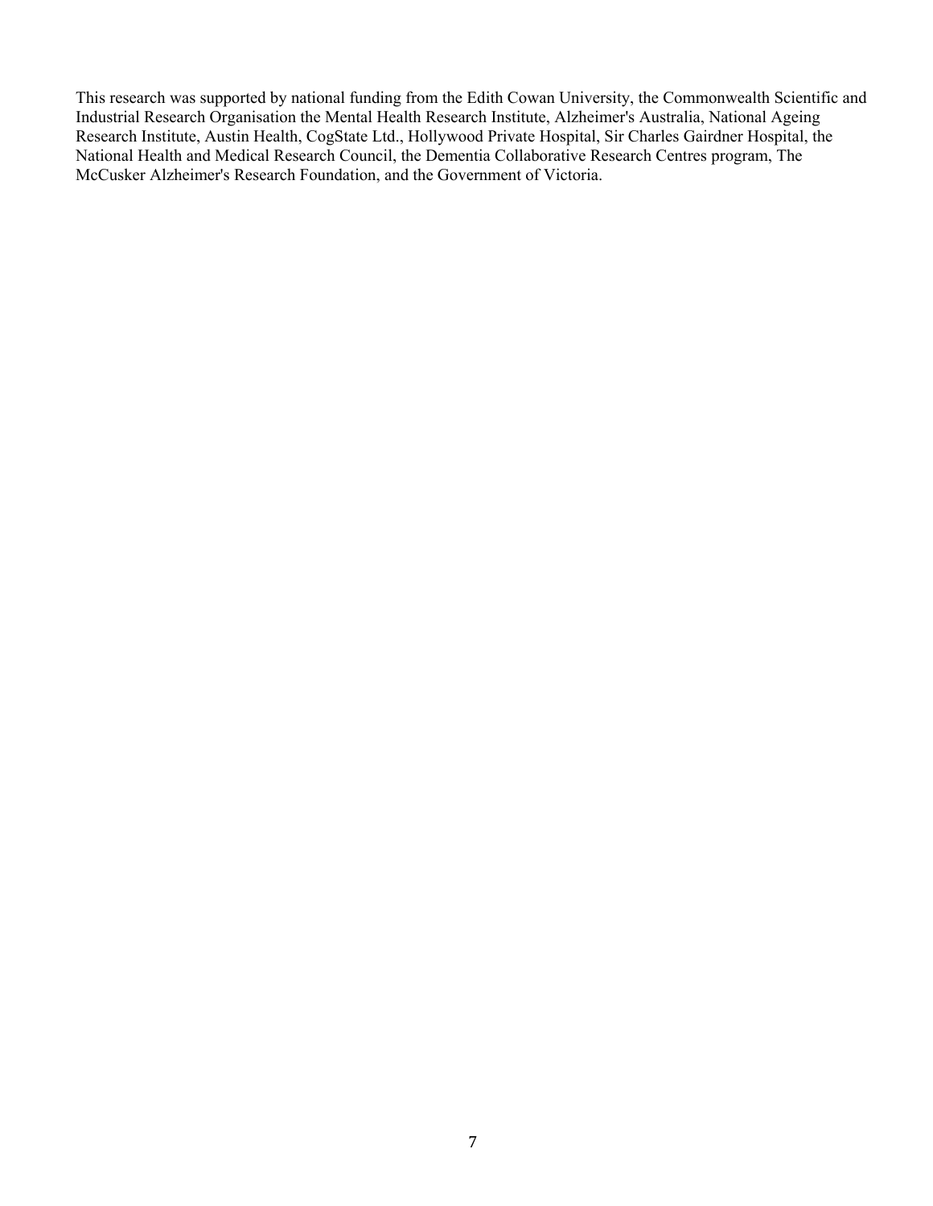This research was supported by national funding from the Edith Cowan University, the Commonwealth Scientific and Industrial Research Organisation the Mental Health Research Institute, Alzheimer's Australia, National Ageing Research Institute, Austin Health, CogState Ltd., Hollywood Private Hospital, Sir Charles Gairdner Hospital, the National Health and Medical Research Council, the Dementia Collaborative Research Centres program, The McCusker Alzheimer's Research Foundation, and the Government of Victoria.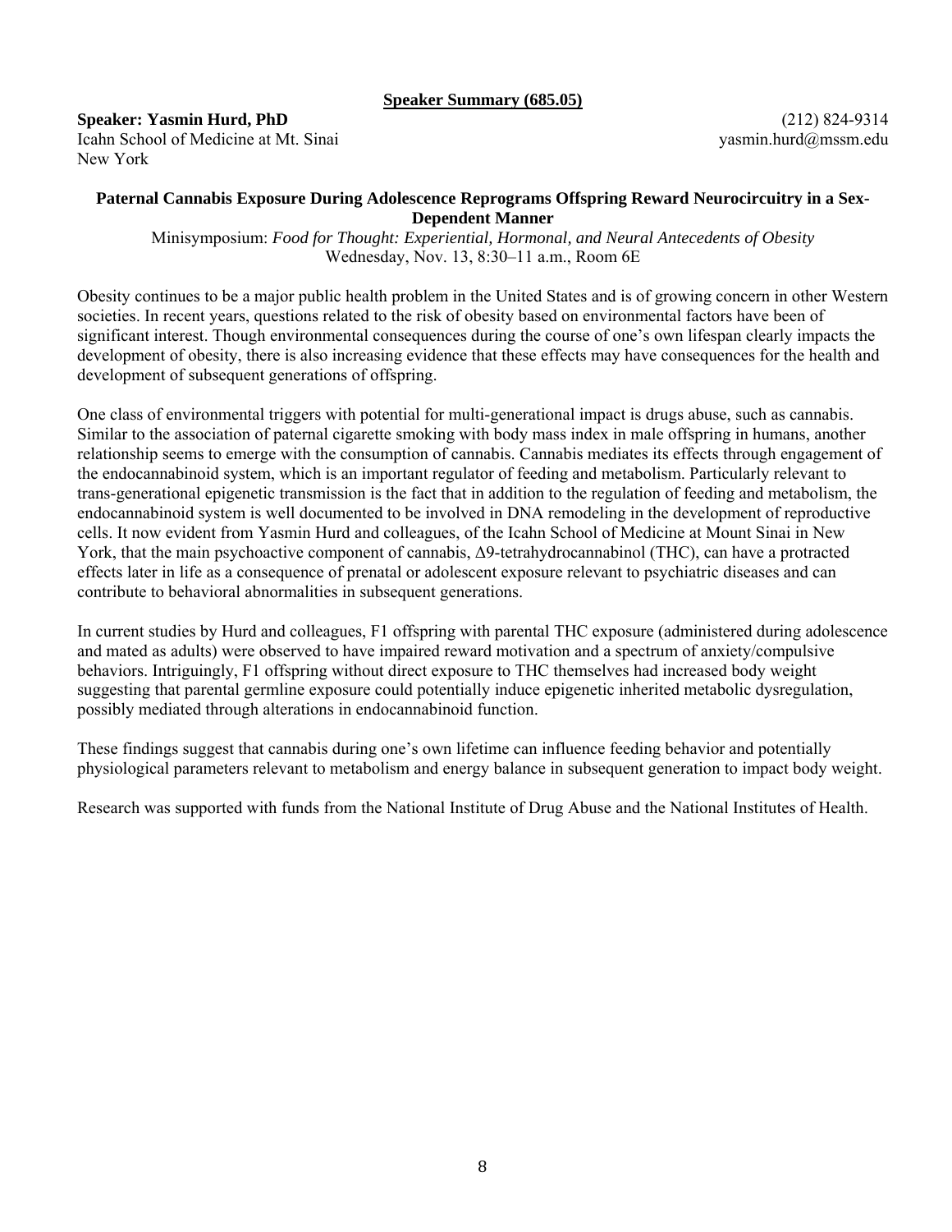**Speaker Summary (685.05)**

**Speaker: Yasmin Hurd, PhD** (212) 824-9314
Icahn School of Medicine at Mt. Sinai yasmin.hurd@mssm.edu
New York

**Paternal Cannabis Exposure During Adolescence Reprograms Offspring Reward Neurocircuitry in a Sex-Dependent Manner**

Minisymposium: *Food for Thought: Experiential, Hormonal, and Neural Antecedents of Obesity*
Wednesday, Nov. 13, 8:30–11 a.m., Room 6E

Obesity continues to be a major public health problem in the United States and is of growing concern in other Western societies. In recent years, questions related to the risk of obesity based on environmental factors have been of significant interest. Though environmental consequences during the course of one's own lifespan clearly impacts the development of obesity, there is also increasing evidence that these effects may have consequences for the health and development of subsequent generations of offspring.

One class of environmental triggers with potential for multi-generational impact is drugs abuse, such as cannabis. Similar to the association of paternal cigarette smoking with body mass index in male offspring in humans, another relationship seems to emerge with the consumption of cannabis. Cannabis mediates its effects through engagement of the endocannabinoid system, which is an important regulator of feeding and metabolism. Particularly relevant to trans-generational epigenetic transmission is the fact that in addition to the regulation of feeding and metabolism, the endocannabinoid system is well documented to be involved in DNA remodeling in the development of reproductive cells. It now evident from Yasmin Hurd and colleagues, of the Icahn School of Medicine at Mount Sinai in New York, that the main psychoactive component of cannabis, Δ9-tetrahydrocannabinol (THC), can have a protracted effects later in life as a consequence of prenatal or adolescent exposure relevant to psychiatric diseases and can contribute to behavioral abnormalities in subsequent generations.

In current studies by Hurd and colleagues, F1 offspring with parental THC exposure (administered during adolescence and mated as adults) were observed to have impaired reward motivation and a spectrum of anxiety/compulsive behaviors. Intriguingly, F1 offspring without direct exposure to THC themselves had increased body weight suggesting that parental germline exposure could potentially induce epigenetic inherited metabolic dysregulation, possibly mediated through alterations in endocannabinoid function.

These findings suggest that cannabis during one's own lifetime can influence feeding behavior and potentially physiological parameters relevant to metabolism and energy balance in subsequent generation to impact body weight.

Research was supported with funds from the National Institute of Drug Abuse and the National Institutes of Health.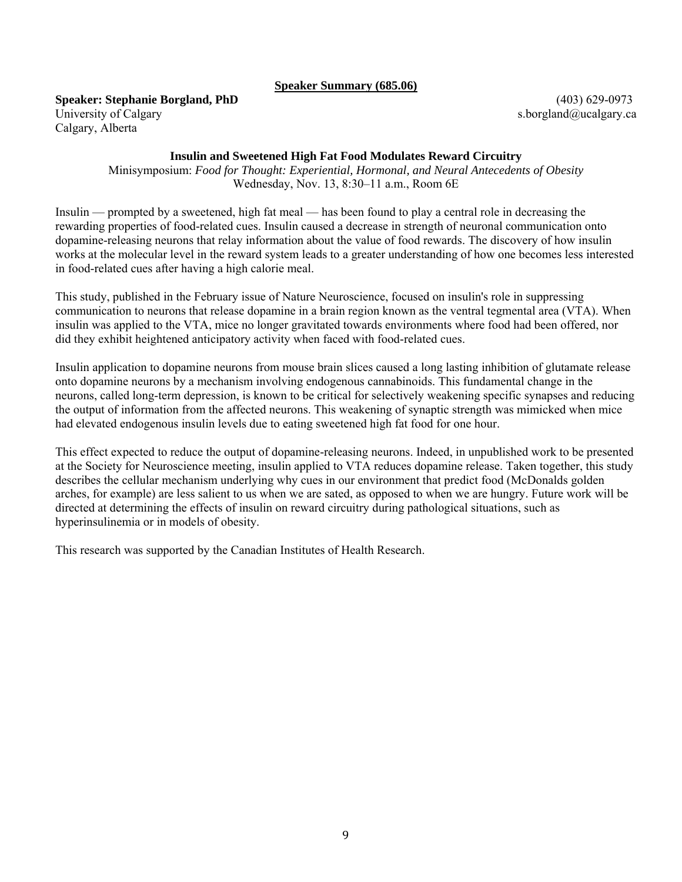**Speaker Summary (685.06)**

**Speaker: Stephanie Borgland, PhD**
University of Calgary
Calgary, Alberta

(403) 629-0973
s.borgland@ucalgary.ca

**Insulin and Sweetened High Fat Food Modulates Reward Circuitry**

Minisymposium: *Food for Thought: Experiential, Hormonal, and Neural Antecedents of Obesity*
Wednesday, Nov. 13, 8:30–11 a.m., Room 6E

Insulin — prompted by a sweetened, high fat meal — has been found to play a central role in decreasing the rewarding properties of food-related cues. Insulin caused a decrease in strength of neuronal communication onto dopamine-releasing neurons that relay information about the value of food rewards. The discovery of how insulin works at the molecular level in the reward system leads to a greater understanding of how one becomes less interested in food-related cues after having a high calorie meal.

This study, published in the February issue of Nature Neuroscience, focused on insulin's role in suppressing communication to neurons that release dopamine in a brain region known as the ventral tegmental area (VTA). When insulin was applied to the VTA, mice no longer gravitated towards environments where food had been offered, nor did they exhibit heightened anticipatory activity when faced with food-related cues.

Insulin application to dopamine neurons from mouse brain slices caused a long lasting inhibition of glutamate release onto dopamine neurons by a mechanism involving endogenous cannabinoids. This fundamental change in the neurons, called long-term depression, is known to be critical for selectively weakening specific synapses and reducing the output of information from the affected neurons. This weakening of synaptic strength was mimicked when mice had elevated endogenous insulin levels due to eating sweetened high fat food for one hour.

This effect expected to reduce the output of dopamine-releasing neurons. Indeed, in unpublished work to be presented at the Society for Neuroscience meeting, insulin applied to VTA reduces dopamine release. Taken together, this study describes the cellular mechanism underlying why cues in our environment that predict food (McDonalds golden arches, for example) are less salient to us when we are sated, as opposed to when we are hungry. Future work will be directed at determining the effects of insulin on reward circuitry during pathological situations, such as hyperinsulinemia or in models of obesity.

This research was supported by the Canadian Institutes of Health Research.